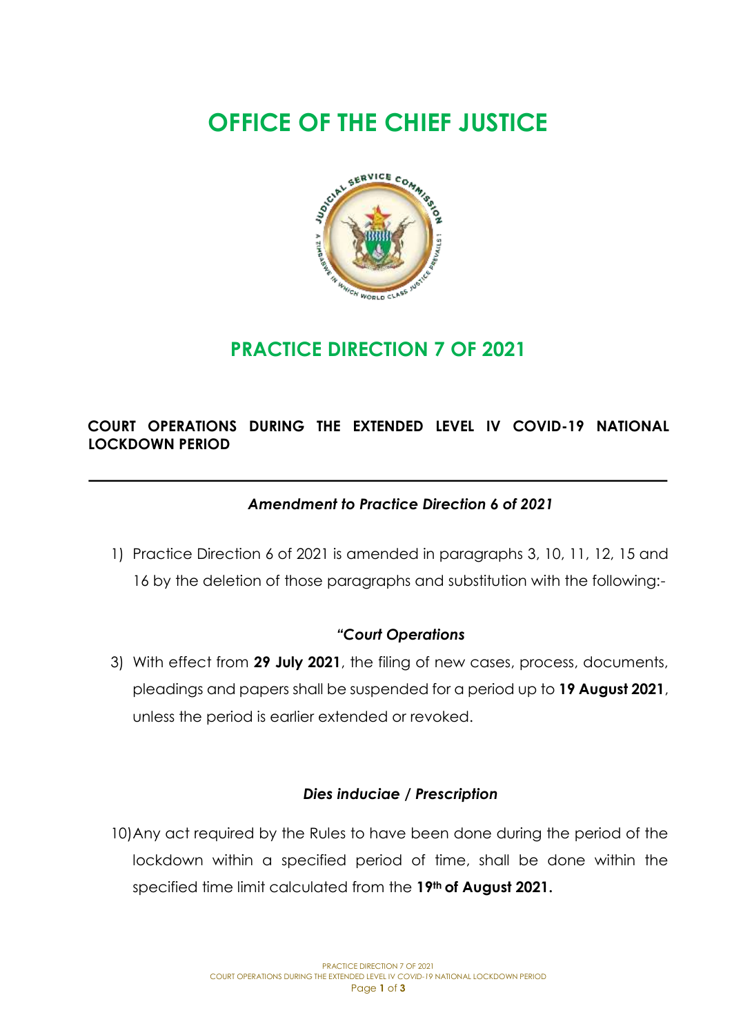# OFFICE OF THE CHIEF JUSTICE

## PRACTICE DIRECTION 7 OF 2021

### COURT OPERATIONS DURING THE EXTENDED LEVEL IV COVID-19 NATIONAL LOCKDOWN PERIOD

---

***Amendment to Practice Direction 6 of 2021***

1) Practice Direction 6 of 2021 is amended in paragraphs 3, 10, 11, 12, 15 and 16 by the deletion of those paragraphs and substitution with the following:-

***"Court Operations***

3) With effect from **29 July 2021**, the filing of new cases, process, documents, pleadings and papers shall be suspended for a period up to **19 August 2021**, unless the period is earlier extended or revoked.

***Dies induciae / Prescription***

10) Any act required by the Rules to have been done during the period of the lockdown within a specified period of time, shall be done within the specified time limit calculated from the **19th of August 2021.**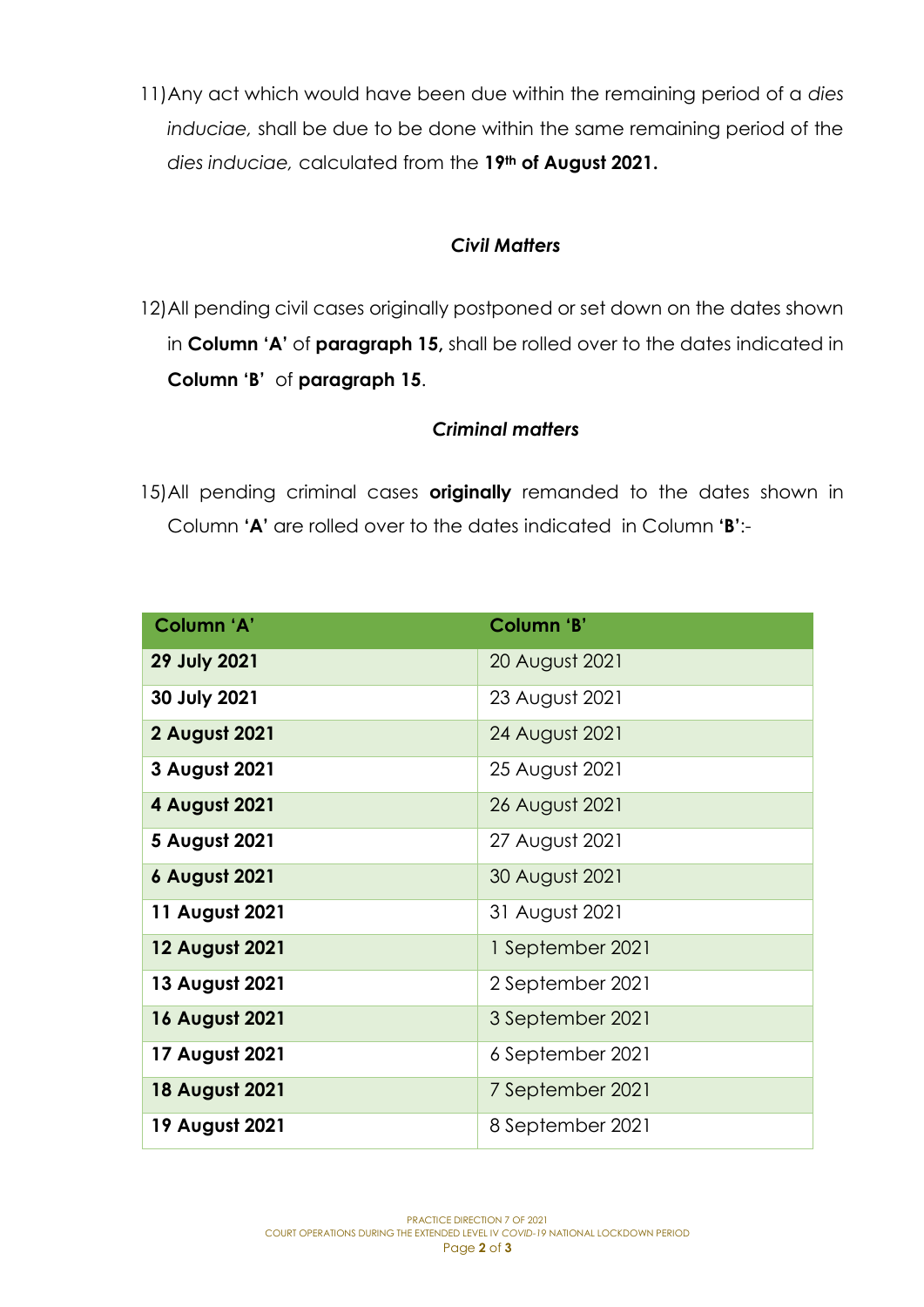11) Any act which would have been due within the remaining period of a *dies induciae,* shall be due to be done within the same remaining period of the *dies induciae,* calculated from the **19th of August 2021.**

### *Civil Matters*

12) All pending civil cases originally postponed or set down on the dates shown in **Column 'A'** of **paragraph 15,** shall be rolled over to the dates indicated in **Column 'B'** of **paragraph 15**.

### *Criminal matters*

15) All pending criminal cases **originally** remanded to the dates shown in Column **'A'** are rolled over to the dates indicated in Column **'B'**:-

| Column 'A' | Column 'B' |
|---|---|
| **29 July 2021** | 20 August 2021 |
| **30 July 2021** | 23 August 2021 |
| **2 August 2021** | 24 August 2021 |
| **3 August 2021** | 25 August 2021 |
| **4 August 2021** | 26 August 2021 |
| **5 August 2021** | 27 August 2021 |
| **6 August 2021** | 30 August 2021 |
| **11 August 2021** | 31 August 2021 |
| **12 August 2021** | 1 September 2021 |
| **13 August 2021** | 2 September 2021 |
| **16 August 2021** | 3 September 2021 |
| **17 August 2021** | 6 September 2021 |
| **18 August 2021** | 7 September 2021 |
| **19 August 2021** | 8 September 2021 |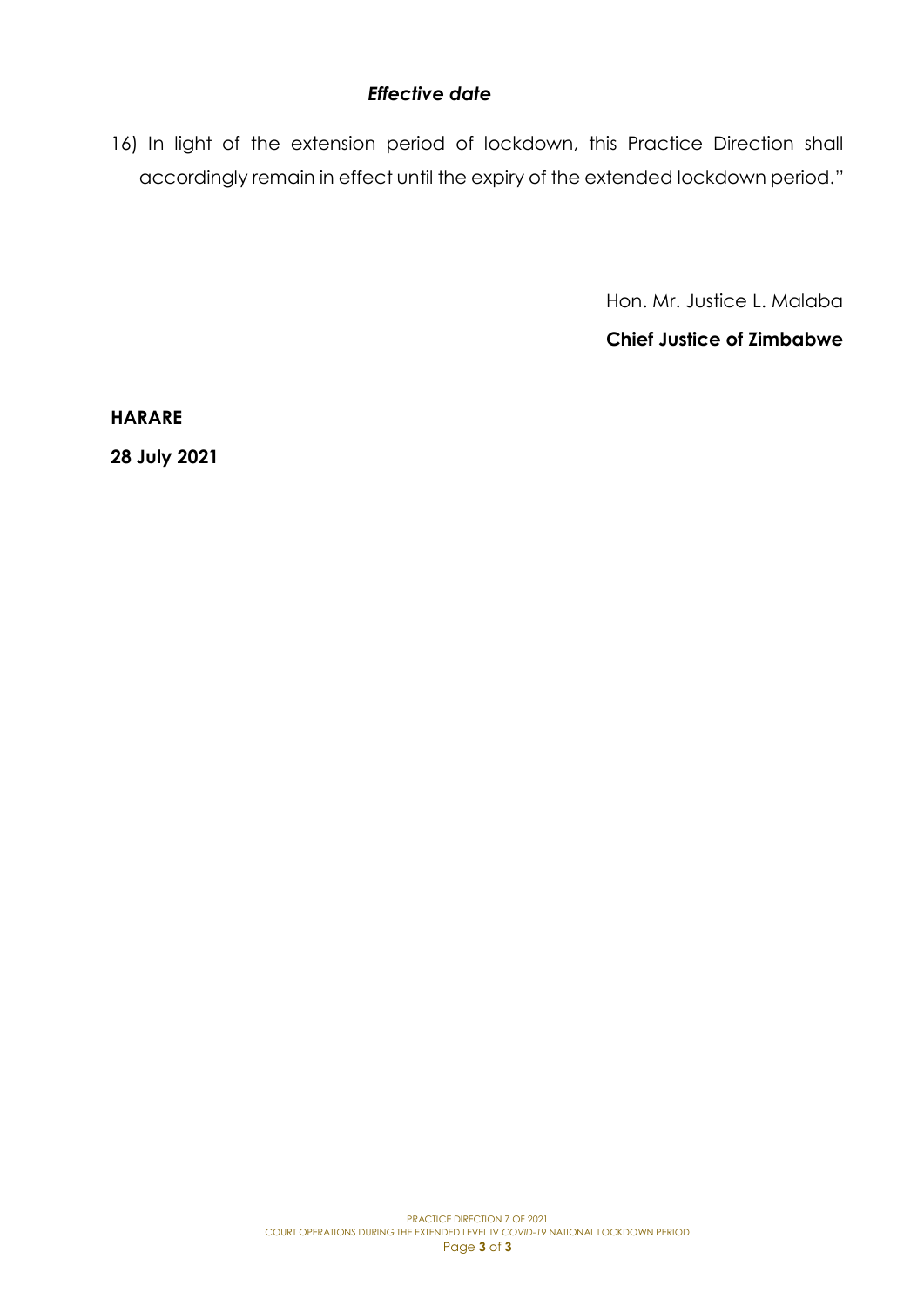### *Effective date*

16) In light of the extension period of lockdown, this Practice Direction shall accordingly remain in effect until the expiry of the extended lockdown period."

Hon. Mr. Justice L. Malaba

**Chief Justice of Zimbabwe**

**HARARE**

**28 July 2021**